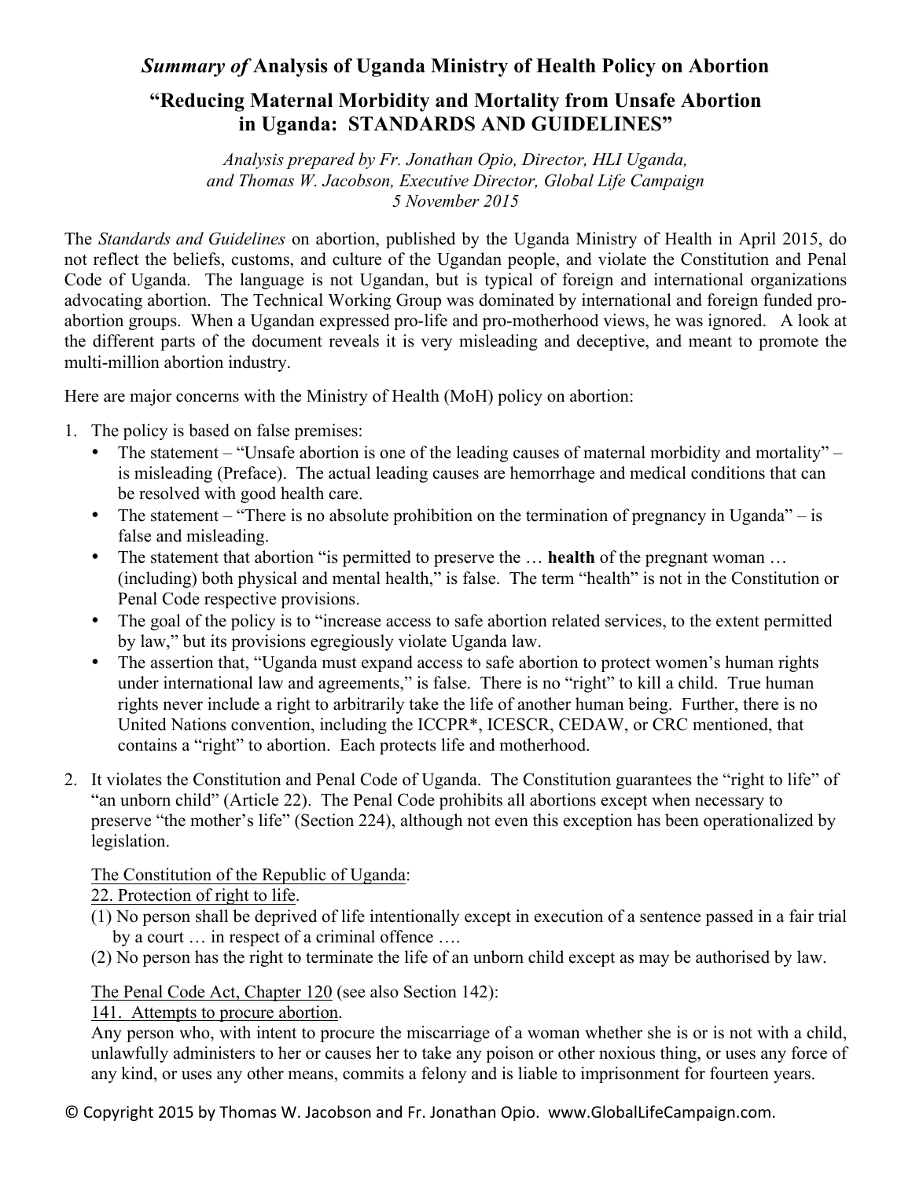# *Summary of* Analysis of Uganda Ministry of Health Policy on Abortion

## "Reducing Maternal Morbidity and Mortality from Unsafe Abortion in Uganda: STANDARDS AND GUIDELINES"

*Analysis prepared by Fr. Jonathan Opio, Director, HLI Uganda, and Thomas W. Jacobson, Executive Director, Global Life Campaign*
*5 November 2015*

The *Standards and Guidelines* on abortion, published by the Uganda Ministry of Health in April 2015, do not reflect the beliefs, customs, and culture of the Ugandan people, and violate the Constitution and Penal Code of Uganda. The language is not Ugandan, but is typical of foreign and international organizations advocating abortion. The Technical Working Group was dominated by international and foreign funded pro-abortion groups. When a Ugandan expressed pro-life and pro-motherhood views, he was ignored. A look at the different parts of the document reveals it is very misleading and deceptive, and meant to promote the multi-million abortion industry.

Here are major concerns with the Ministry of Health (MoH) policy on abortion:

1. The policy is based on false premises:
   - The statement – "Unsafe abortion is one of the leading causes of maternal morbidity and mortality" – is misleading (Preface). The actual leading causes are hemorrhage and medical conditions that can be resolved with good health care.
   - The statement – "There is no absolute prohibition on the termination of pregnancy in Uganda" – is false and misleading.
   - The statement that abortion "is permitted to preserve the … **health** of the pregnant woman … (including) both physical and mental health," is false. The term "health" is not in the Constitution or Penal Code respective provisions.
   - The goal of the policy is to "increase access to safe abortion related services, to the extent permitted by law," but its provisions egregiously violate Uganda law.
   - The assertion that, "Uganda must expand access to safe abortion to protect women's human rights under international law and agreements," is false. There is no "right" to kill a child. True human rights never include a right to arbitrarily take the life of another human being. Further, there is no United Nations convention, including the ICCPR*, ICESCR, CEDAW, or CRC mentioned, that contains a "right" to abortion. Each protects life and motherhood.

2. It violates the Constitution and Penal Code of Uganda. The Constitution guarantees the "right to life" of "an unborn child" (Article 22). The Penal Code prohibits all abortions except when necessary to preserve "the mother's life" (Section 224), although not even this exception has been operationalized by legislation.

   <u>The Constitution of the Republic of Uganda</u>:
   <u>22. Protection of right to life</u>.
   (1) No person shall be deprived of life intentionally except in execution of a sentence passed in a fair trial by a court … in respect of a criminal offence ….
   (2) No person has the right to terminate the life of an unborn child except as may be authorised by law.

   <u>The Penal Code Act, Chapter 120</u> (see also Section 142):
   <u>141. Attempts to procure abortion</u>.
   Any person who, with intent to procure the miscarriage of a woman whether she is or is not with a child, unlawfully administers to her or causes her to take any poison or other noxious thing, or uses any force of any kind, or uses any other means, commits a felony and is liable to imprisonment for fourteen years.

© Copyright 2015 by Thomas W. Jacobson and Fr. Jonathan Opio. www.GlobalLifeCampaign.com.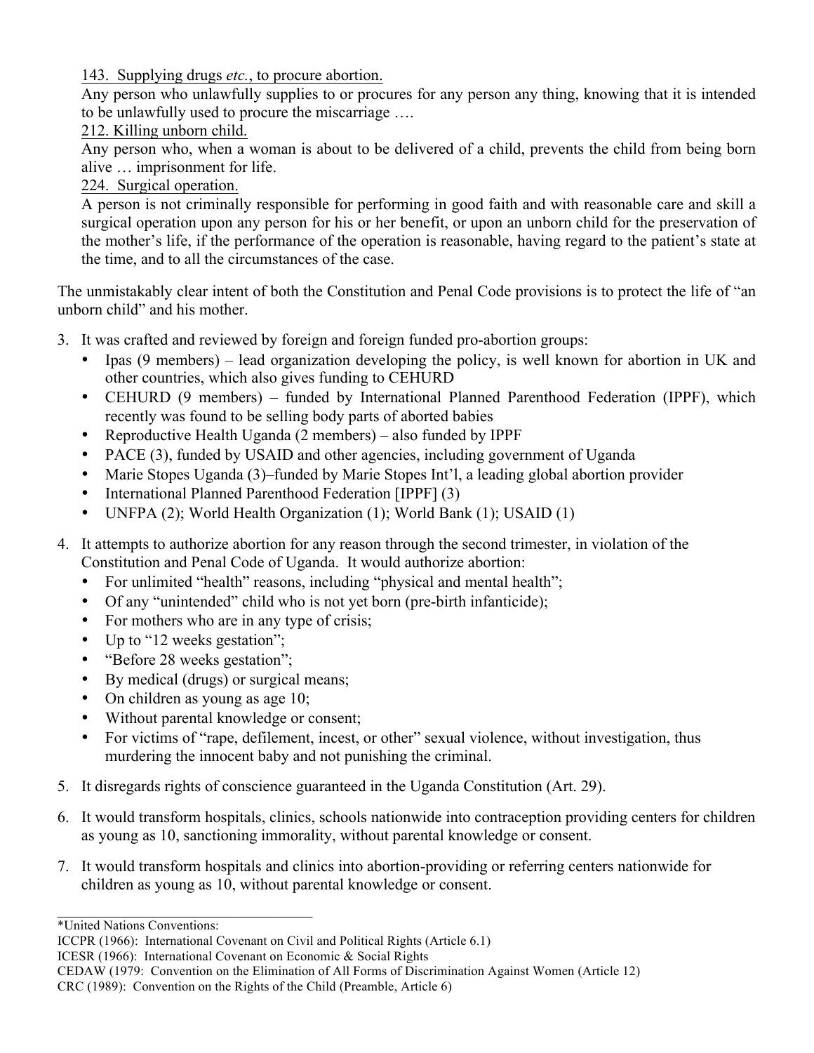<u>143. Supplying drugs *etc.*, to procure abortion.</u>
Any person who unlawfully supplies to or procures for any person any thing, knowing that it is intended to be unlawfully used to procure the miscarriage ….

<u>212. Killing unborn child.</u>
Any person who, when a woman is about to be delivered of a child, prevents the child from being born alive … imprisonment for life.

<u>224. Surgical operation.</u>
A person is not criminally responsible for performing in good faith and with reasonable care and skill a surgical operation upon any person for his or her benefit, or upon an unborn child for the preservation of the mother's life, if the performance of the operation is reasonable, having regard to the patient's state at the time, and to all the circumstances of the case.

The unmistakably clear intent of both the Constitution and Penal Code provisions is to protect the life of "an unborn child" and his mother.

3. It was crafted and reviewed by foreign and foreign funded pro-abortion groups:
   - Ipas (9 members) – lead organization developing the policy, is well known for abortion in UK and other countries, which also gives funding to CEHURD
   - CEHURD (9 members) – funded by International Planned Parenthood Federation (IPPF), which recently was found to be selling body parts of aborted babies
   - Reproductive Health Uganda (2 members) – also funded by IPPF
   - PACE (3), funded by USAID and other agencies, including government of Uganda
   - Marie Stopes Uganda (3)–funded by Marie Stopes Int'l, a leading global abortion provider
   - International Planned Parenthood Federation [IPPF] (3)
   - UNFPA (2); World Health Organization (1); World Bank (1); USAID (1)

4. It attempts to authorize abortion for any reason through the second trimester, in violation of the Constitution and Penal Code of Uganda. It would authorize abortion:
   - For unlimited "health" reasons, including "physical and mental health";
   - Of any "unintended" child who is not yet born (pre-birth infanticide);
   - For mothers who are in any type of crisis;
   - Up to "12 weeks gestation";
   - "Before 28 weeks gestation";
   - By medical (drugs) or surgical means;
   - On children as young as age 10;
   - Without parental knowledge or consent;
   - For victims of "rape, defilement, incest, or other" sexual violence, without investigation, thus murdering the innocent baby and not punishing the criminal.

5. It disregards rights of conscience guaranteed in the Uganda Constitution (Art. 29).

6. It would transform hospitals, clinics, schools nationwide into contraception providing centers for children as young as 10, sanctioning immorality, without parental knowledge or consent.

7. It would transform hospitals and clinics into abortion-providing or referring centers nationwide for children as young as 10, without parental knowledge or consent.

---

*United Nations Conventions:
ICCPR (1966): International Covenant on Civil and Political Rights (Article 6.1)
ICESR (1966): International Covenant on Economic & Social Rights
CEDAW (1979: Convention on the Elimination of All Forms of Discrimination Against Women (Article 12)
CRC (1989): Convention on the Rights of the Child (Preamble, Article 6)